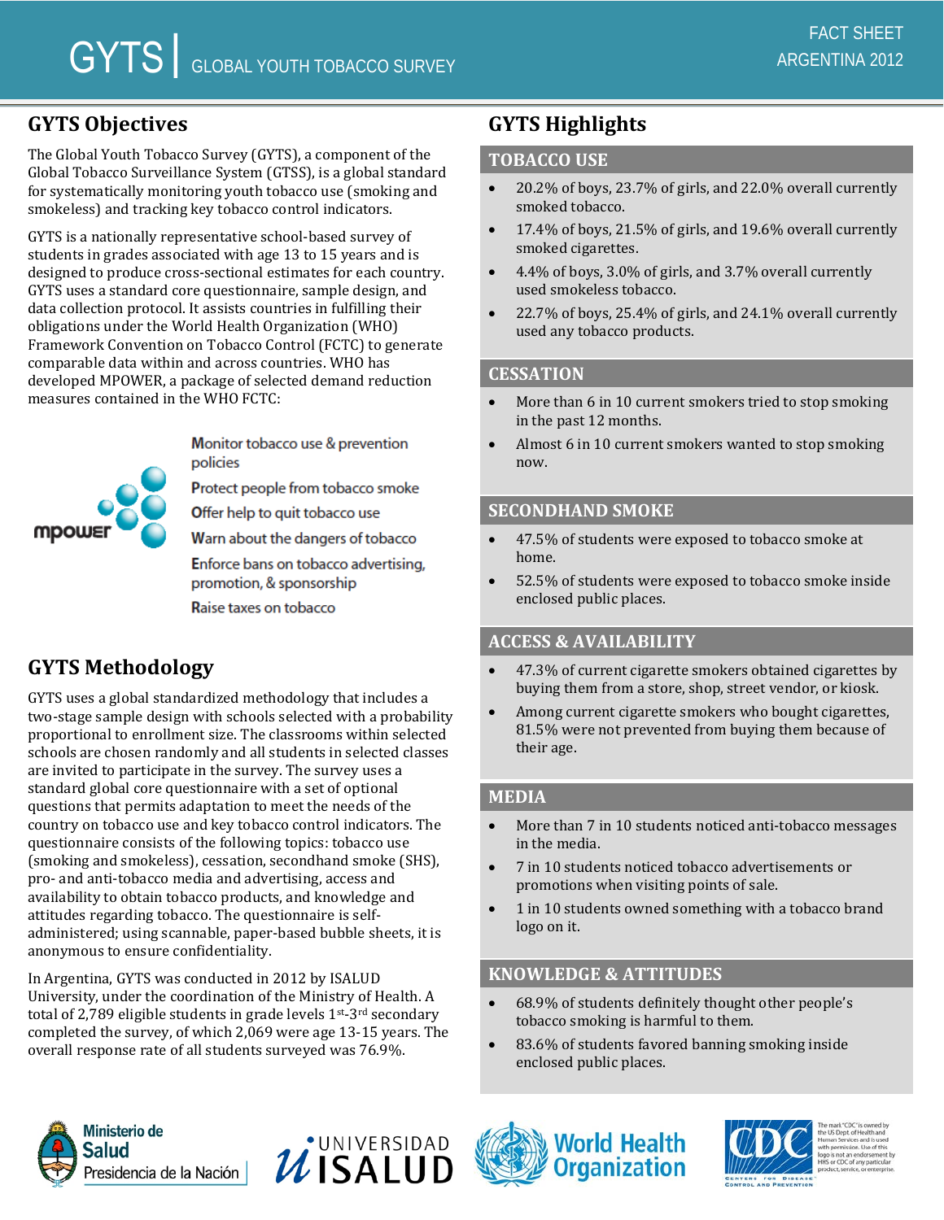# GYTS | GLOBAL YOUTH TOBACCO SURVEY

FACT SHEET
ARGENTINA 2012

## GYTS Objectives

The Global Youth Tobacco Survey (GYTS), a component of the Global Tobacco Surveillance System (GTSS), is a global standard for systematically monitoring youth tobacco use (smoking and smokeless) and tracking key tobacco control indicators.

GYTS is a nationally representative school-based survey of students in grades associated with age 13 to 15 years and is designed to produce cross-sectional estimates for each country. GYTS uses a standard core questionnaire, sample design, and data collection protocol. It assists countries in fulfilling their obligations under the World Health Organization (WHO) Framework Convention on Tobacco Control (FCTC) to generate comparable data within and across countries. WHO has developed MPOWER, a package of selected demand reduction measures contained in the WHO FCTC:

mpower

- Monitor tobacco use & prevention policies
- Protect people from tobacco smoke
- Offer help to quit tobacco use
- Warn about the dangers of tobacco
- Enforce bans on tobacco advertising, promotion, & sponsorship
- Raise taxes on tobacco

## GYTS Methodology

GYTS uses a global standardized methodology that includes a two-stage sample design with schools selected with a probability proportional to enrollment size. The classrooms within selected schools are chosen randomly and all students in selected classes are invited to participate in the survey. The survey uses a standard global core questionnaire with a set of optional questions that permits adaptation to meet the needs of the country on tobacco use and key tobacco control indicators. The questionnaire consists of the following topics: tobacco use (smoking and smokeless), cessation, secondhand smoke (SHS), pro- and anti-tobacco media and advertising, access and availability to obtain tobacco products, and knowledge and attitudes regarding tobacco. The questionnaire is self-administered; using scannable, paper-based bubble sheets, it is anonymous to ensure confidentiality.

In Argentina, GYTS was conducted in 2012 by ISALUD University, under the coordination of the Ministry of Health. A total of 2,789 eligible students in grade levels 1st-3rd secondary completed the survey, of which 2,069 were age 13-15 years. The overall response rate of all students surveyed was 76.9%.

## GYTS Highlights

### TOBACCO USE

- 20.2% of boys, 23.7% of girls, and 22.0% overall currently smoked tobacco.
- 17.4% of boys, 21.5% of girls, and 19.6% overall currently smoked cigarettes.
- 4.4% of boys, 3.0% of girls, and 3.7% overall currently used smokeless tobacco.
- 22.7% of boys, 25.4% of girls, and 24.1% overall currently used any tobacco products.

### CESSATION

- More than 6 in 10 current smokers tried to stop smoking in the past 12 months.
- Almost 6 in 10 current smokers wanted to stop smoking now.

### SECONDHAND SMOKE

- 47.5% of students were exposed to tobacco smoke at home.
- 52.5% of students were exposed to tobacco smoke inside enclosed public places.

### ACCESS & AVAILABILITY

- 47.3% of current cigarette smokers obtained cigarettes by buying them from a store, shop, street vendor, or kiosk.
- Among current cigarette smokers who bought cigarettes, 81.5% were not prevented from buying them because of their age.

### MEDIA

- More than 7 in 10 students noticed anti-tobacco messages in the media.
- 7 in 10 students noticed tobacco advertisements or promotions when visiting points of sale.
- 1 in 10 students owned something with a tobacco brand logo on it.

### KNOWLEDGE & ATTITUDES

- 68.9% of students definitely thought other people's tobacco smoking is harmful to them.
- 83.6% of students favored banning smoking inside enclosed public places.

Ministerio de Salud Presidencia de la Nación | Universidad ISALUD | World Health Organization | CDC Centers for Disease Control and Prevention

The mark "CDC" is owned by the US Dept. of Health and Human Services and is used with permission. Use of this logo is not an endorsement by HHS or CDC of any particular product, service, or enterprise.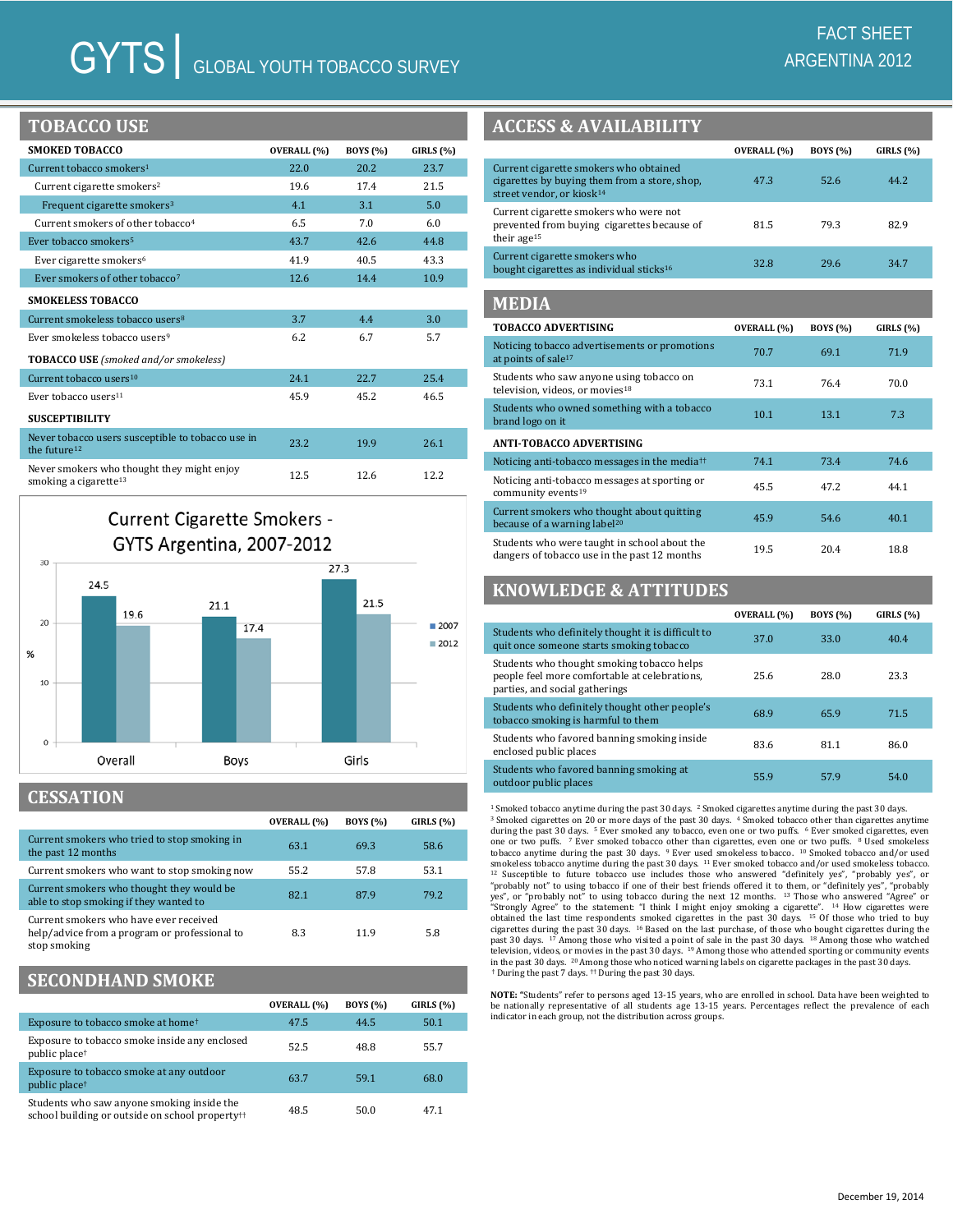# GYTS | GLOBAL YOUTH TOBACCO SURVEY

FACT SHEET
ARGENTINA 2012

## TOBACCO USE

| SMOKED TOBACCO | OVERALL (%) | BOYS (%) | GIRLS (%) |
|---|---|---|---|
| Current tobacco smokers[1] | 22.0 | 20.2 | 23.7 |
| Current cigarette smokers[2] | 19.6 | 17.4 | 21.5 |
| Frequent cigarette smokers[3] | 4.1 | 3.1 | 5.0 |
| Current smokers of other tobacco[4] | 6.5 | 7.0 | 6.0 |
| Ever tobacco smokers[5] | 43.7 | 42.6 | 44.8 |
| Ever cigarette smokers[6] | 41.9 | 40.5 | 43.3 |
| Ever smokers of other tobacco[7] | 12.6 | 14.4 | 10.9 |
| **SMOKELESS TOBACCO** | | | |
| Current smokeless tobacco users[8] | 3.7 | 4.4 | 3.0 |
| Ever smokeless tobacco users[9] | 6.2 | 6.7 | 5.7 |
| **TOBACCO USE** *(smoked and/or smokeless)* | | | |
| Current tobacco users[10] | 24.1 | 22.7 | 25.4 |
| Ever tobacco users[11] | 45.9 | 45.2 | 46.5 |
| **SUSCEPTIBILITY** | | | |
| Never tobacco users susceptible to tobacco use in the future[12] | 23.2 | 19.9 | 26.1 |
| Never smokers who thought they might enjoy smoking a cigarette[13] | 12.5 | 12.6 | 12.2 |

Current Cigarette Smokers - GYTS Argentina, 2007-2012

%
30
20
10
0
24.5
19.6
21.1
17.4
27.3
21.5
Overall
Boys
Girls
2007
2012

## CESSATION

| | OVERALL (%) | BOYS (%) | GIRLS (%) |
|---|---|---|---|
| Current smokers who tried to stop smoking in the past 12 months | 63.1 | 69.3 | 58.6 |
| Current smokers who want to stop smoking now | 55.2 | 57.8 | 53.1 |
| Current smokers who thought they would be able to stop smoking if they wanted to | 82.1 | 87.9 | 79.2 |
| Current smokers who have ever received help/advice from a program or professional to stop smoking | 8.3 | 11.9 | 5.8 |

## SECONDHAND SMOKE

| | OVERALL (%) | BOYS (%) | GIRLS (%) |
|---|---|---|---|
| Exposure to tobacco smoke at home† | 47.5 | 44.5 | 50.1 |
| Exposure to tobacco smoke inside any enclosed public place† | 52.5 | 48.8 | 55.7 |
| Exposure to tobacco smoke at any outdoor public place† | 63.7 | 59.1 | 68.0 |
| Students who saw anyone smoking inside the school building or outside on school property†† | 48.5 | 50.0 | 47.1 |

## ACCESS & AVAILABILITY

| | OVERALL (%) | BOYS (%) | GIRLS (%) |
|---|---|---|---|
| Current cigarette smokers who obtained cigarettes by buying them from a store, shop, street vendor, or kiosk[14] | 47.3 | 52.6 | 44.2 |
| Current cigarette smokers who were not prevented from buying cigarettes because of their age[15] | 81.5 | 79.3 | 82.9 |
| Current cigarette smokers who bought cigarettes as individual sticks[16] | 32.8 | 29.6 | 34.7 |

## MEDIA

| TOBACCO ADVERTISING | OVERALL (%) | BOYS (%) | GIRLS (%) |
|---|---|---|---|
| Noticing tobacco advertisements or promotions at points of sale[17] | 70.7 | 69.1 | 71.9 |
| Students who saw anyone using tobacco on television, videos, or movies[18] | 73.1 | 76.4 | 70.0 |
| Students who owned something with a tobacco brand logo on it | 10.1 | 13.1 | 7.3 |
| **ANTI-TOBACCO ADVERTISING** | | | |
| Noticing anti-tobacco messages in the media†† | 74.1 | 73.4 | 74.6 |
| Noticing anti-tobacco messages at sporting or community events[19] | 45.5 | 47.2 | 44.1 |
| Current smokers who thought about quitting because of a warning label[20] | 45.9 | 54.6 | 40.1 |
| Students who were taught in school about the dangers of tobacco use in the past 12 months | 19.5 | 20.4 | 18.8 |

## KNOWLEDGE & ATTITUDES

| | OVERALL (%) | BOYS (%) | GIRLS (%) |
|---|---|---|---|
| Students who definitely thought it is difficult to quit once someone starts smoking tobacco | 37.0 | 33.0 | 40.4 |
| Students who thought smoking tobacco helps people feel more comfortable at celebrations, parties, and social gatherings | 25.6 | 28.0 | 23.3 |
| Students who definitely thought other people's tobacco smoking is harmful to them | 68.9 | 65.9 | 71.5 |
| Students who favored banning smoking inside enclosed public places | 83.6 | 81.1 | 86.0 |
| Students who favored banning smoking at outdoor public places | 55.9 | 57.9 | 54.0 |

[1] Smoked tobacco anytime during the past 30 days. [2] Smoked cigarettes anytime during the past 30 days. [3] Smoked cigarettes on 20 or more days of the past 30 days. [4] Smoked tobacco other than cigarettes anytime during the past 30 days. [5] Ever smoked any tobacco, even one or two puffs. [6] Ever smoked cigarettes, even one or two puffs. [7] Ever smoked tobacco other than cigarettes, even one or two puffs. [8] Used smokeless tobacco anytime during the past 30 days. [9] Ever used smokeless tobacco. [10] Smoked tobacco and/or used smokeless tobacco anytime during the past 30 days. [11] Ever smoked tobacco and/or used smokeless tobacco. [12] Susceptible to future tobacco use includes those who answered "definitely yes", "probably yes", or "probably not" to using tobacco if one of their best friends offered it to them, or "definitely yes", "probably yes", or "probably not" to using tobacco during the next 12 months. [13] Those who answered "Agree" or "Strongly Agree" to the statement: "I think I might enjoy smoking a cigarette". [14] How cigarettes were obtained the last time respondents smoked cigarettes in the past 30 days. [15] Of those who tried to buy cigarettes during the past 30 days. [16] Based on the last purchase, of those who bought cigarettes during the past 30 days. [17] Among those who visited a point of sale in the past 30 days. [18] Among those who watched television, videos, or movies in the past 30 days. [19] Among those who attended sporting or community events in the past 30 days. [20] Among those who noticed warning labels on cigarette packages in the past 30 days.
† During the past 7 days. †† During the past 30 days.

NOTE: "Students" refer to persons aged 13-15 years, who are enrolled in school. Data have been weighted to be nationally representative of all students age 13-15 years. Percentages reflect the prevalence of each indicator in each group, not the distribution across groups.

December 19, 2014